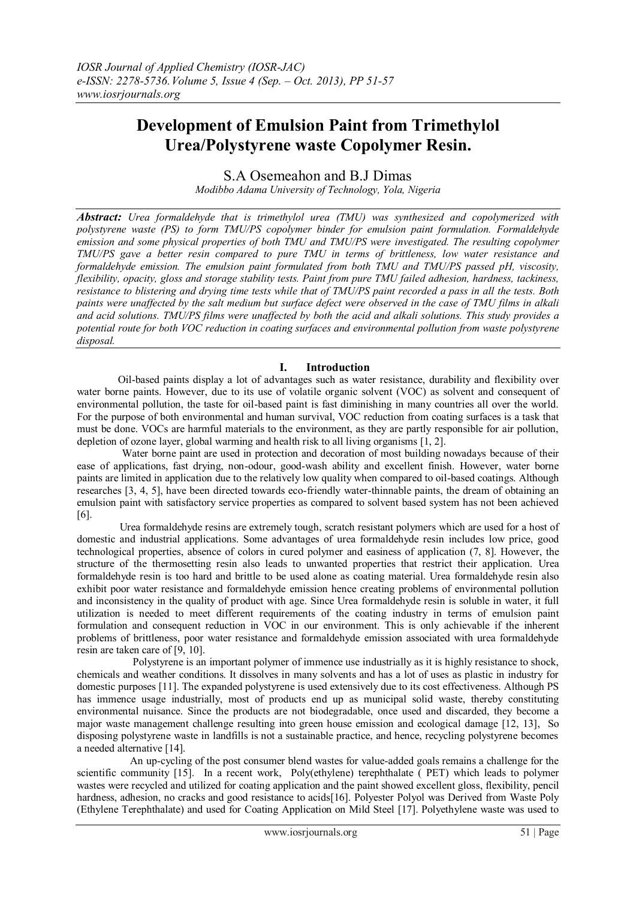# Development of Emulsion Paint from Trimethylol Urea/Polystyrene waste Copolymer Resin.

S.A Osemeahon and B.J Dimas

*Modibbo Adama University of Technology, Yola, Nigeria*

***Abstract:*** *Urea formaldehyde that is trimethylol urea (TMU) was synthesized and copolymerized with polystyrene waste (PS) to form TMU/PS copolymer binder for emulsion paint formulation. Formaldehyde emission and some physical properties of both TMU and TMU/PS were investigated. The resulting copolymer TMU/PS gave a better resin compared to pure TMU in terms of brittleness, low water resistance and formaldehyde emission. The emulsion paint formulated from both TMU and TMU/PS passed pH, viscosity, flexibility, opacity, gloss and storage stability tests. Paint from pure TMU failed adhesion, hardness, tackiness, resistance to blistering and drying time tests while that of TMU/PS paint recorded a pass in all the tests. Both paints were unaffected by the salt medium but surface defect were observed in the case of TMU films in alkali and acid solutions. TMU/PS films were unaffected by both the acid and alkali solutions. This study provides a potential route for both VOC reduction in coating surfaces and environmental pollution from waste polystyrene disposal.*

## I. Introduction

Oil-based paints display a lot of advantages such as water resistance, durability and flexibility over water borne paints. However, due to its use of volatile organic solvent (VOC) as solvent and consequent of environmental pollution, the taste for oil-based paint is fast diminishing in many countries all over the world. For the purpose of both environmental and human survival, VOC reduction from coating surfaces is a task that must be done. VOCs are harmful materials to the environment, as they are partly responsible for air pollution, depletion of ozone layer, global warming and health risk to all living organisms [1, 2].

Water borne paint are used in protection and decoration of most building nowadays because of their ease of applications, fast drying, non-odour, good-wash ability and excellent finish. However, water borne paints are limited in application due to the relatively low quality when compared to oil-based coatings. Although researches [3, 4, 5], have been directed towards eco-friendly water-thinnable paints, the dream of obtaining an emulsion paint with satisfactory service properties as compared to solvent based system has not been achieved [6].

Urea formaldehyde resins are extremely tough, scratch resistant polymers which are used for a host of domestic and industrial applications. Some advantages of urea formaldehyde resin includes low price, good technological properties, absence of colors in cured polymer and easiness of application (7, 8]. However, the structure of the thermosetting resin also leads to unwanted properties that restrict their application. Urea formaldehyde resin is too hard and brittle to be used alone as coating material. Urea formaldehyde resin also exhibit poor water resistance and formaldehyde emission hence creating problems of environmental pollution and inconsistency in the quality of product with age. Since Urea formaldehyde resin is soluble in water, it full utilization is needed to meet different requirements of the coating industry in terms of emulsion paint formulation and consequent reduction in VOC in our environment. This is only achievable if the inherent problems of brittleness, poor water resistance and formaldehyde emission associated with urea formaldehyde resin are taken care of [9, 10].

Polystyrene is an important polymer of immence use industrially as it is highly resistance to shock, chemicals and weather conditions. It dissolves in many solvents and has a lot of uses as plastic in industry for domestic purposes [11]. The expanded polystyrene is used extensively due to its cost effectiveness. Although PS has immence usage industrially, most of products end up as municipal solid waste, thereby constituting environmental nuisance. Since the products are not biodegradable, once used and discarded, they become a major waste management challenge resulting into green house emission and ecological damage [12, 13], So disposing polystyrene waste in landfills is not a sustainable practice, and hence, recycling polystyrene becomes a needed alternative [14].

An up-cycling of the post consumer blend wastes for value-added goals remains a challenge for the scientific community [15]. In a recent work, Poly(ethylene) terephthalate ( PET) which leads to polymer wastes were recycled and utilized for coating application and the paint showed excellent gloss, flexibility, pencil hardness, adhesion, no cracks and good resistance to acids[16]. Polyester Polyol was Derived from Waste Poly (Ethylene Terephthalate) and used for Coating Application on Mild Steel [17]. Polyethylene waste was used to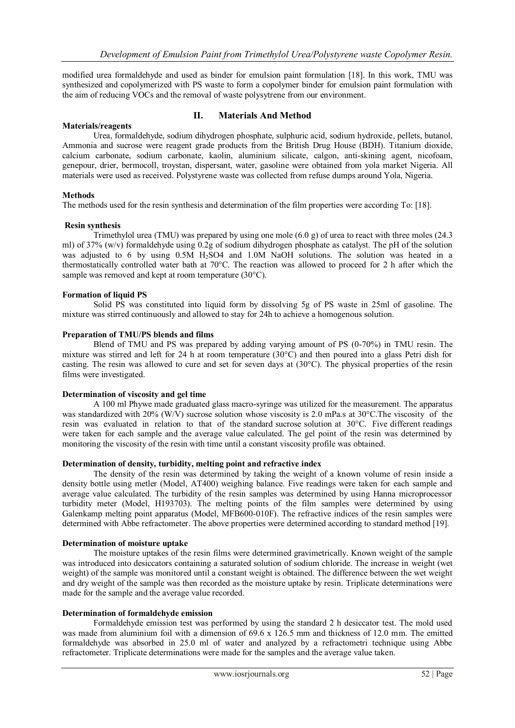modified urea formaldehyde and used as binder for emulsion paint formulation [18]. In this work, TMU was synthesized and copolymerized with PS waste to form a copolymer binder for emulsion paint formulation with the aim of reducing VOCs and the removal of waste polysytrene from our environment.

## II. Materials And Method

**Materials/reagents**

Urea, formaldehyde, sodium dihydrogen phosphate, sulphuric acid, sodium hydroxide, pellets, butanol, Ammonia and sucrose were reagent grade products from the British Drug House (BDH). Titanium dioxide, calcium carbonate, sodium carbonate, kaolin, aluminium silicate, calgon, anti-skining agent, nicofoam, genepour, drier, bermocoll, troystan, dispersant, water, gasoline were obtained from yola market Nigeria. All materials were used as received. Polystyrene waste was collected from refuse dumps around Yola, Nigeria.

**Methods**

The methods used for the resin synthesis and determination of the film properties were according To: [18].

**Resin synthesis**

Trimethylol urea (TMU) was prepared by using one mole (6.0 g) of urea to react with three moles (24.3 ml) of 37% (w/v) formaldehyde using 0.2g of sodium dihydrogen phosphate as catalyst. The pH of the solution was adjusted to 6 by using 0.5M $H_2SO4$ and 1.0M NaOH solutions. The solution was heated in a thermostatically controlled water bath at 70°C. The reaction was allowed to proceed for 2 h after which the sample was removed and kept at room temperature (30°C).

**Formation of liquid PS**

Solid PS was constituted into liquid form by dissolving 5g of PS waste in 25ml of gasoline. The mixture was stirred continuously and allowed to stay for 24h to achieve a homogenous solution.

**Preparation of TMU/PS blends and films**

Blend of TMU and PS was prepared by adding varying amount of PS (0-70%) in TMU resin. The mixture was stirred and left for 24 h at room temperature (30°C) and then poured into a glass Petri dish for casting. The resin was allowed to cure and set for seven days at (30°C). The physical properties of the resin films were investigated.

**Determination of viscosity and gel time**

A 100 ml Phywe made graduated glass macro-syringe was utilized for the measurement. The apparatus was standardized with 20% (W/V) sucrose solution whose viscosity is 2.0 mPa.s at 30°C.The viscosity of the resin was evaluated in relation to that of the standard sucrose solution at 30°C. Five different readings were taken for each sample and the average value calculated. The gel point of the resin was determined by monitoring the viscosity of the resin with time until a constant viscosity profile was obtained.

**Determination of density, turbidity, melting point and refractive index**

The density of the resin was determined by taking the weight of a known volume of resin inside a density bottle using metler (Model, AT400) weighing balance. Five readings were taken for each sample and average value calculated. The turbidity of the resin samples was determined by using Hanna microprocessor turbidity meter (Model, H193703). The melting points of the film samples were determined by using Galenkamp melting point apparatus (Model, MFB600-010F). The refractive indices of the resin samples were determined with Abbe refractometer. The above properties were determined according to standard method [19].

**Determination of moisture uptake**

The moisture uptakes of the resin films were determined gravimetrically. Known weight of the sample was introduced into desiccators containing a saturated solution of sodium chloride. The increase in weight (wet weight) of the sample was monitored until a constant weight is obtained. The difference between the wet weight and dry weight of the sample was then recorded as the moisture uptake by resin. Triplicate determinations were made for the sample and the average value recorded.

**Determination of formaldehyde emission**

Formaldehyde emission test was performed by using the standard 2 h desiccator test. The mold used was made from aluminium foil with a dimension of 69.6 x 126.5 mm and thickness of 12.0 mm. The emitted formaldehyde was absorbed in 25.0 ml of water and analyzed by a refractometri technique using Abbe refractometer. Triplicate determinations were made for the samples and the average value taken.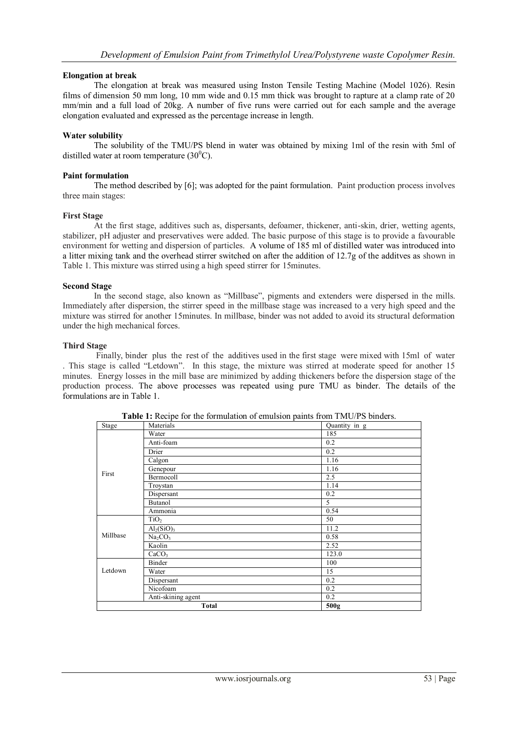**Elongation at break**

The elongation at break was measured using Inston Tensile Testing Machine (Model 1026). Resin films of dimension 50 mm long, 10 mm wide and 0.15 mm thick was brought to rapture at a clamp rate of 20 mm/min and a full load of 20kg. A number of five runs were carried out for each sample and the average elongation evaluated and expressed as the percentage increase in length.

**Water solubility**

The solubility of the TMU/PS blend in water was obtained by mixing 1ml of the resin with 5ml of distilled water at room temperature ($30^0$C).

**Paint formulation**

The method described by [6]; was adopted for the paint formulation. Paint production process involves three main stages:

**First Stage**

At the first stage, additives such as, dispersants, defoamer, thickener, anti-skin, drier, wetting agents, stabilizer, pH adjuster and preservatives were added. The basic purpose of this stage is to provide a favourable environment for wetting and dispersion of particles. A volume of 185 ml of distilled water was introduced into a litter mixing tank and the overhead stirrer switched on after the addition of 12.7g of the additves as shown in Table 1. This mixture was stirred using a high speed stirrer for 15minutes.

**Second Stage**

In the second stage, also known as "Millbase", pigments and extenders were dispersed in the mills. Immediately after dispersion, the stirrer speed in the millbase stage was increased to a very high speed and the mixture was stirred for another 15minutes. In millbase, binder was not added to avoid its structural deformation under the high mechanical forces.

**Third Stage**

Finally, binder plus the rest of the additives used in the first stage were mixed with 15ml of water . This stage is called "Letdown". In this stage, the mixture was stirred at moderate speed for another 15 minutes. Energy losses in the mill base are minimized by adding thickeners before the dispersion stage of the production process. The above processes was repeated using pure TMU as binder. The details of the formulations are in Table 1.

**Table 1:** Recipe for the formulation of emulsion paints from TMU/PS binders.

| Stage | Materials | Quantity in g |
|---|---|---|
| First | Water | 185 |
| | Anti-foam | 0.2 |
| | Drier | 0.2 |
| | Calgon | 1.16 |
| | Genepour | 1.16 |
| | Bermocoll | 2.5 |
| | Troystan | 1.14 |
| | Dispersant | 0.2 |
| | Butanol | 5 |
| | Ammonia | 0.54 |
| Millbase | $TiO_2$ | 50 |
| | $Al_2(SiO)_3$ | 11.2 |
| | $Na_2CO_3$ | 0.58 |
| | Kaolin | 2.52 |
| | $CaCO_3$ | 123.0 |
| Letdown | Binder | 100 |
| | Water | 15 |
| | Dispersant | 0.2 |
| | Nicofoam | 0.2 |
| | Anti-skining agent | 0.2 |
| **Total** | | **500g** |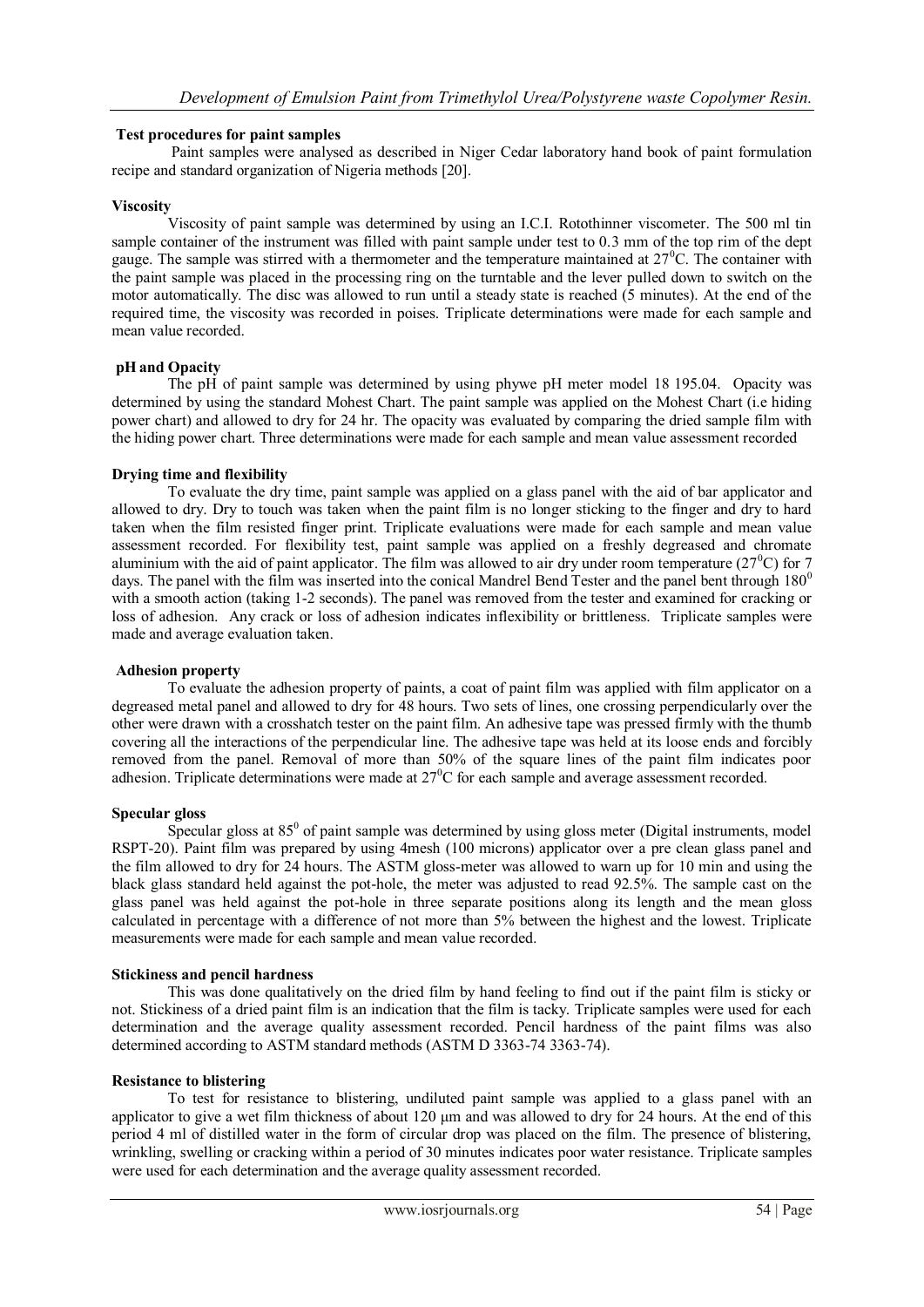### Test procedures for paint samples

Paint samples were analysed as described in Niger Cedar laboratory hand book of paint formulation recipe and standard organization of Nigeria methods [20].

### Viscosity

Viscosity of paint sample was determined by using an I.C.I. Rotothinner viscometer. The 500 ml tin sample container of the instrument was filled with paint sample under test to 0.3 mm of the top rim of the dept gauge. The sample was stirred with a thermometer and the temperature maintained at $27^0$C. The container with the paint sample was placed in the processing ring on the turntable and the lever pulled down to switch on the motor automatically. The disc was allowed to run until a steady state is reached (5 minutes). At the end of the required time, the viscosity was recorded in poises. Triplicate determinations were made for each sample and mean value recorded.

### pH and Opacity

The pH of paint sample was determined by using phywe pH meter model 18 195.04. Opacity was determined by using the standard Mohest Chart. The paint sample was applied on the Mohest Chart (i.e hiding power chart) and allowed to dry for 24 hr. The opacity was evaluated by comparing the dried sample film with the hiding power chart. Three determinations were made for each sample and mean value assessment recorded

### Drying time and flexibility

To evaluate the dry time, paint sample was applied on a glass panel with the aid of bar applicator and allowed to dry. Dry to touch was taken when the paint film is no longer sticking to the finger and dry to hard taken when the film resisted finger print. Triplicate evaluations were made for each sample and mean value assessment recorded. For flexibility test, paint sample was applied on a freshly degreased and chromate aluminium with the aid of paint applicator. The film was allowed to air dry under room temperature ($27^0$C) for 7 days. The panel with the film was inserted into the conical Mandrel Bend Tester and the panel bent through $180^0$ with a smooth action (taking 1-2 seconds). The panel was removed from the tester and examined for cracking or loss of adhesion. Any crack or loss of adhesion indicates inflexibility or brittleness. Triplicate samples were made and average evaluation taken.

### Adhesion property

To evaluate the adhesion property of paints, a coat of paint film was applied with film applicator on a degreased metal panel and allowed to dry for 48 hours. Two sets of lines, one crossing perpendicularly over the other were drawn with a crosshatch tester on the paint film. An adhesive tape was pressed firmly with the thumb covering all the interactions of the perpendicular line. The adhesive tape was held at its loose ends and forcibly removed from the panel. Removal of more than 50% of the square lines of the paint film indicates poor adhesion. Triplicate determinations were made at $27^0$C for each sample and average assessment recorded.

### Specular gloss

Specular gloss at $85^0$ of paint sample was determined by using gloss meter (Digital instruments, model RSPT-20). Paint film was prepared by using 4mesh (100 microns) applicator over a pre clean glass panel and the film allowed to dry for 24 hours. The ASTM gloss-meter was allowed to warn up for 10 min and using the black glass standard held against the pot-hole, the meter was adjusted to read 92.5%. The sample cast on the glass panel was held against the pot-hole in three separate positions along its length and the mean gloss calculated in percentage with a difference of not more than 5% between the highest and the lowest. Triplicate measurements were made for each sample and mean value recorded.

### Stickiness and pencil hardness

This was done qualitatively on the dried film by hand feeling to find out if the paint film is sticky or not. Stickiness of a dried paint film is an indication that the film is tacky. Triplicate samples were used for each determination and the average quality assessment recorded. Pencil hardness of the paint films was also determined according to ASTM standard methods (ASTM D 3363-74 3363-74).

### Resistance to blistering

To test for resistance to blistering, undiluted paint sample was applied to a glass panel with an applicator to give a wet film thickness of about 120 μm and was allowed to dry for 24 hours. At the end of this period 4 ml of distilled water in the form of circular drop was placed on the film. The presence of blistering, wrinkling, swelling or cracking within a period of 30 minutes indicates poor water resistance. Triplicate samples were used for each determination and the average quality assessment recorded.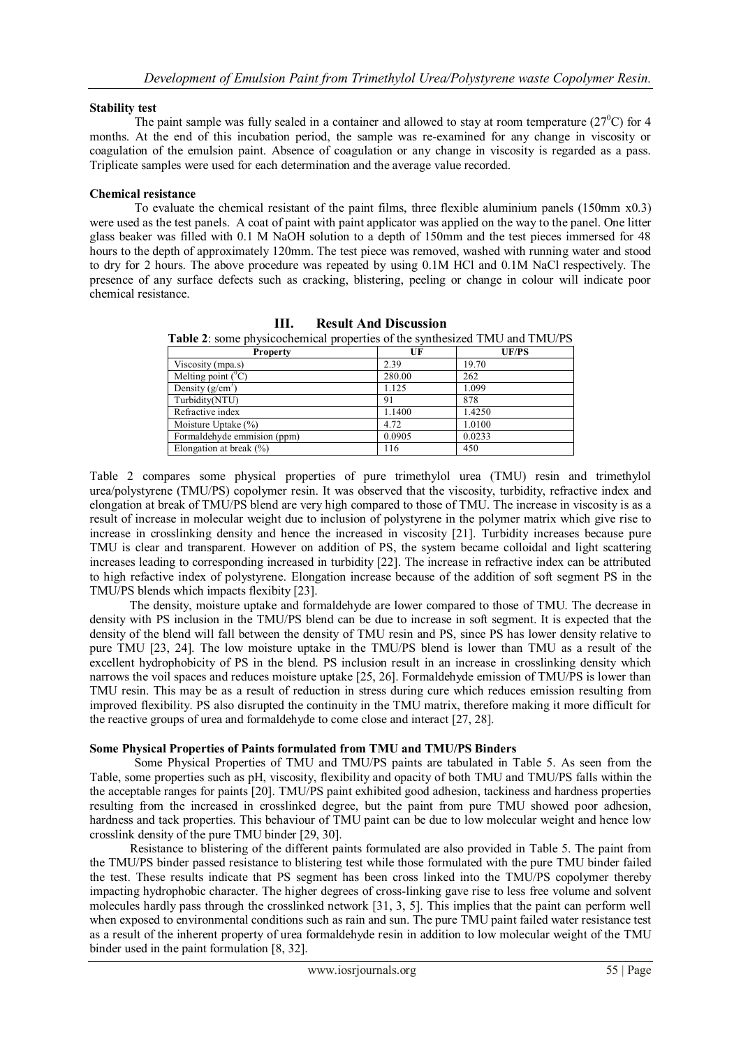**Stability test**

The paint sample was fully sealed in a container and allowed to stay at room temperature (27$^0$C) for 4 months. At the end of this incubation period, the sample was re-examined for any change in viscosity or coagulation of the emulsion paint. Absence of coagulation or any change in viscosity is regarded as a pass. Triplicate samples were used for each determination and the average value recorded.

**Chemical resistance**

To evaluate the chemical resistant of the paint films, three flexible aluminium panels (150mm x0.3) were used as the test panels. A coat of paint with paint applicator was applied on the way to the panel. One litter glass beaker was filled with 0.1 M NaOH solution to a depth of 150mm and the test pieces immersed for 48 hours to the depth of approximately 120mm. The test piece was removed, washed with running water and stood to dry for 2 hours. The above procedure was repeated by using 0.1M HCl and 0.1M NaCl respectively. The presence of any surface defects such as cracking, blistering, peeling or change in colour will indicate poor chemical resistance.

## III. Result And Discussion

**Table 2**: some physicochemical properties of the synthesized TMU and TMU/PS

| Property | UF | UF/PS |
|---|---|---|
| Viscosity (mpa.s) | 2.39 | 19.70 |
| Melting point ($^0$C) | 280.00 | 262 |
| Density (g/cm$^3$) | 1.125 | 1.099 |
| Turbidity(NTU) | 91 | 878 |
| Refractive index | 1.1400 | 1.4250 |
| Moisture Uptake (%) | 4.72 | 1.0100 |
| Formaldehyde emmision (ppm) | 0.0905 | 0.0233 |
| Elongation at break (%) | 116 | 450 |

Table 2 compares some physical properties of pure trimethylol urea (TMU) resin and trimethylol urea/polystyrene (TMU/PS) copolymer resin. It was observed that the viscosity, turbidity, refractive index and elongation at break of TMU/PS blend are very high compared to those of TMU. The increase in viscosity is as a result of increase in molecular weight due to inclusion of polystyrene in the polymer matrix which give rise to increase in crosslinking density and hence the increased in viscosity [21]. Turbidity increases because pure TMU is clear and transparent. However on addition of PS, the system became colloidal and light scattering increases leading to corresponding increased in turbidity [22]. The increase in refractive index can be attributed to high refactive index of polystyrene. Elongation increase because of the addition of soft segment PS in the TMU/PS blends which impacts flexibity [23].

The density, moisture uptake and formaldehyde are lower compared to those of TMU. The decrease in density with PS inclusion in the TMU/PS blend can be due to increase in soft segment. It is expected that the density of the blend will fall between the density of TMU resin and PS, since PS has lower density relative to pure TMU [23, 24]. The low moisture uptake in the TMU/PS blend is lower than TMU as a result of the excellent hydrophobicity of PS in the blend. PS inclusion result in an increase in crosslinking density which narrows the voil spaces and reduces moisture uptake [25, 26]. Formaldehyde emission of TMU/PS is lower than TMU resin. This may be as a result of reduction in stress during cure which reduces emission resulting from improved flexibility. PS also disrupted the continuity in the TMU matrix, therefore making it more difficult for the reactive groups of urea and formaldehyde to come close and interact [27, 28].

**Some Physical Properties of Paints formulated from TMU and TMU/PS Binders**

Some Physical Properties of TMU and TMU/PS paints are tabulated in Table 5. As seen from the Table, some properties such as pH, viscosity, flexibility and opacity of both TMU and TMU/PS falls within the the acceptable ranges for paints [20]. TMU/PS paint exhibited good adhesion, tackiness and hardness properties resulting from the increased in crosslinked degree, but the paint from pure TMU showed poor adhesion, hardness and tack properties. This behaviour of TMU paint can be due to low molecular weight and hence low crosslink density of the pure TMU binder [29, 30].

Resistance to blistering of the different paints formulated are also provided in Table 5. The paint from the TMU/PS binder passed resistance to blistering test while those formulated with the pure TMU binder failed the test. These results indicate that PS segment has been cross linked into the TMU/PS copolymer thereby impacting hydrophobic character. The higher degrees of cross-linking gave rise to less free volume and solvent molecules hardly pass through the crosslinked network [31, 3, 5]. This implies that the paint can perform well when exposed to environmental conditions such as rain and sun. The pure TMU paint failed water resistance test as a result of the inherent property of urea formaldehyde resin in addition to low molecular weight of the TMU binder used in the paint formulation [8, 32].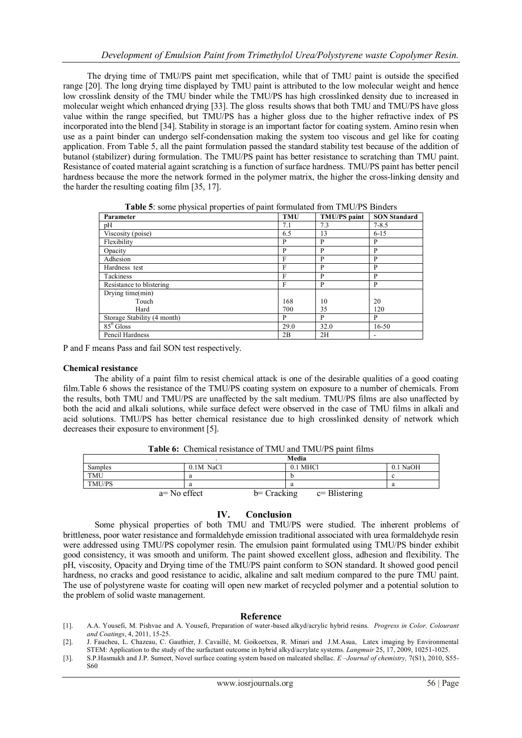The drying time of TMU/PS paint met specification, while that of TMU paint is outside the specified range [20]. The long drying time displayed by TMU paint is attributed to the low molecular weight and hence low crosslink density of the TMU binder while the TMU/PS has high crosslinked density due to increased in molecular weight which enhanced drying [33]. The gloss results shows that both TMU and TMU/PS have gloss value within the range specified, but TMU/PS has a higher gloss due to the higher refractive index of PS incorporated into the blend [34]. Stability in storage is an important factor for coating system. Amino resin when use as a paint binder can undergo self-condensation making the system too viscous and gel like for coating application. From Table 5, all the paint formulation passed the standard stability test because of the addition of butanol (stabilizer) during formulation. The TMU/PS paint has better resistance to scratching than TMU paint. Resistance of coated material againt scratching is a function of surface hardness. TMU/PS paint has better pencil hardness because the more the network formed in the polymer matrix, the higher the cross-linking density and the harder the resulting coating film [35, 17].

**Table 5**: some physical properties of paint formulated from TMU/PS Binders

| Parameter | TMU | TMU/PS paint | SON Standard |
|---|---|---|---|
| pH | 7.1 | 7.3 | 7-8.5 |
| Viscosity (poise) | 6.5 | 13 | 6-15 |
| Flexibility | P | P | P |
| Opacity | P | P | P |
| Adhesion | F | P | P |
| Hardness test | F | P | P |
| Tackiness | F | P | P |
| Resistance to blistering | F | P | P |
| Drying time(min) | | | |
| Touch | 168 | 10 | 20 |
| Hard | 700 | 35 | 120 |
| Storage Stability (4 month) | P | P | P |
| $85^0$ Gloss | 29.0 | 32.0 | 16-50 |
| Pencil Hardness | 2B | 2H | - |

P and F means Pass and fail SON test respectively.

**Chemical resistance**

The ability of a paint film to resist chemical attack is one of the desirable qualities of a good coating film.Table 6 shows the resistance of the TMU/PS coating system on exposure to a number of chemicals. From the results, both TMU and TMU/PS are unaffected by the salt medium. TMU/PS films are also unaffected by both the acid and alkali solutions, while surface defect were observed in the case of TMU films in alkali and acid solutions. TMU/PS has better chemical resistance due to high crosslinked density of network which decreases their exposure to environment [5].

**Table 6:** Chemical resistance of TMU and TMU/PS paint films

| | Media | | |
|---|---|---|---|
| Samples | 0.1M NaCl | 0.1 MHCl | 0.1 NaOH |
| TMU | a | b | c |
| TMU/PS | a | a | a |

a= No effect b= Cracking c= Blistering

## IV. Conclusion

Some physical properties of both TMU and TMU/PS were studied. The inherent problems of brittleness, poor water resistance and formaldehyde emission traditional associated with urea formaldehyde resin were addressed using TMU/PS copolymer resin. The emulsion paint formulated using TMU/PS binder exhibit good consistency, it was smooth and uniform. The paint showed excellent gloss, adhesion and flexibility. The pH, viscosity, Opacity and Drying time of the TMU/PS paint conform to SON standard. It showed good pencil hardness, no cracks and good resistance to acidic, alkaline and salt medium compared to the pure TMU paint. The use of polystyrene waste for coating will open new market of recycled polymer and a potential solution to the problem of solid waste management.

## Reference

[1]. A.A. Yousefi, M. Pishvae and A. Yousefi, Preparation of water-based alkyd/acrylic hybrid resins. *Progress in Color, Colourant and Coatings*, 4, 2011, 15-25.

[2]. J. Faucheu, L. Chazeau, C. Gauthier, J. Cavaillé, M. Goikoetxea, R. Minari and J.M.Asua, Latex imaging by Environmental STEM: Application to the study of the surfactant outcome in hybrid alkyd/acrylate systems. *Langmuir* 25, 17, 2009, 10251-1025.

[3]. S.P.Hasmukh and J.P. Sumeet, Novel surface coating system based on maleated shellac. *E –Journal of chemistry,* 7(S1), 2010, S55-S60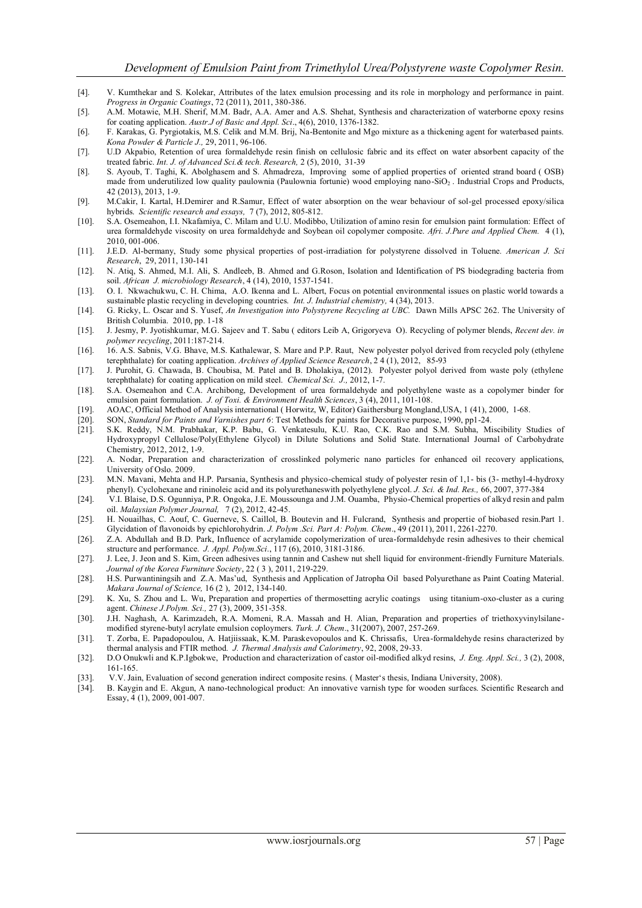[4]. V. Kumthekar and S. Kolekar, Attributes of the latex emulsion processing and its role in morphology and performance in paint. *Progress in Organic Coatings*, 72 (2011), 2011, 380-386.

[5]. A.M. Motawie, M.H. Sherif, M.M. Badr, A.A. Amer and A.S. Shehat, Synthesis and characterization of waterborne epoxy resins for coating application. *Austr.J of Basic and Appl. Sci*., 4(6), 2010, 1376-1382.

[6]. F. Karakas, G. Pyrgiotakis, M.S. Celik and M.M. Brij, Na-Bentonite and Mgo mixture as a thickening agent for waterbased paints. *Kona Powder & Particle J.,* 29, 2011, 96-106.

[7]. U.D Akpabio, Retention of urea formaldehyde resin finish on cellulosic fabric and its effect on water absorbent capacity of the treated fabric. *Int. J. of Advanced Sci.& tech. Research,* 2 (5), 2010, 31-39

[8]. S. Ayoub, T. Taghi, K. Abolghasem and S. Ahmadreza, Improving some of applied properties of oriented strand board ( OSB) made from underutilized low quality paulownia (Paulownia fortunie) wood employing nano-$SiO_2$ . Industrial Crops and Products, 42 (2013), 2013, 1-9.

[9]. M.Cakir, I. Kartal, H.Demirer and R.Samur, Effect of water absorption on the wear behaviour of sol-gel processed epoxy/silica hybrids. *Scientific research and essays,* 7 (7), 2012, 805-812.

[10]. S.A. Osemeahon, I.I. Nkafamiya, C. Milam and U.U. Modibbo, Utilization of amino resin for emulsion paint formulation: Effect of urea formaldehyde viscosity on urea formaldehyde and Soybean oil copolymer composite. *Afri. J.Pure and Applied Chem.* 4 (1), 2010, 001-006.

[11]. J.E.D. Al-bermany, Study some physical properties of post-irradiation for polystyrene dissolved in Toluene. *American J. Sci Research*, 29, 2011, 130-141

[12]. N. Atiq, S. Ahmed, M.I. Ali, S. Andleeb, B. Ahmed and G.Roson, Isolation and Identification of PS biodegrading bacteria from soil. *African J. microbiology Research*, 4 (14), 2010, 1537-1541.

[13]. O. I. Nkwachukwu, C. H. Chima, A.O. Ikenna and L. Albert, Focus on potential environmental issues on plastic world towards a sustainable plastic recycling in developing countries. *Int. J. Industrial chemistry,* 4 (34), 2013.

[14]. G. Ricky, L. Oscar and S. Yusef, *An Investigation into Polystyrene Recycling at UBC.* Dawn Mills APSC 262. The University of British Columbia. 2010, pp. 1-18

[15]. J. Jesmy, P. Jyotishkumar, M.G. Sajeev and T. Sabu ( editors Leib A, Grigoryeva O). Recycling of polymer blends, *Recent dev. in polymer recycling*, 2011:187-214.

[16]. 16. A.S. Sabnis, V.G. Bhave, M.S. Kathalewar, S. Mare and P.P. Raut, New polyester polyol derived from recycled poly (ethylene terephthalate) for coating application. *Archives of Applied Science Research*, 2 4 (1), 2012, 85-93

[17]. J. Purohit, G. Chawada, B. Choubisa, M. Patel and B. Dholakiya, (2012). Polyester polyol derived from waste poly (ethylene terephthalate) for coating application on mild steel. *Chemical Sci. J.,* 2012, 1-7.

[18]. S.A. Osemeahon and C.A. Archibong, Development of urea formaldehyde and polyethylene waste as a copolymer binder for emulsion paint formulation. *J. of Toxi. & Environment Health Sciences*, 3 (4), 2011, 101-108.

[19]. AOAC, Official Method of Analysis international ( Horwitz, W, Editor) Gaithersburg Mongland,USA, 1 (41), 2000, 1-68.

[20]. SON, *Standard for Paints and Varnishes part 6*: Test Methods for paints for Decorative purpose, 1990, pp1-24.

[21]. S.K. Reddy, N.M. Prabhakar, K.P. Babu, G. Venkatesulu, K.U. Rao, C.K. Rao and S.M. Subha, Miscibility Studies of Hydroxypropyl Cellulose/Poly(Ethylene Glycol) in Dilute Solutions and Solid State. International Journal of Carbohydrate Chemistry, 2012, 2012, 1-9.

[22]. A. Nodar, Preparation and characterization of crosslinked polymeric nano particles for enhanced oil recovery applications, University of Oslo. 2009.

[23]. M.N. Mavani, Mehta and H.P. Parsania, Synthesis and physico-chemical study of polyester resin of 1,1- bis (3- methyl-4-hydroxy phenyl). Cyclohexane and rininoleic acid and its polyurethaneswith polyethylene glycol. *J. Sci. & Ind. Res.,* 66, 2007, 377-384

[24]. V.I. Blaise, D.S. Ogunniya, P.R. Ongoka, J.E. Moussounga and J.M. Ouamba, Physio-Chemical properties of alkyd resin and palm oil. *Malaysian Polymer Journal,* 7 (2), 2012, 42-45.

[25]. H. Nouailhas, C. Aouf, C. Guerneve, S. Caillol, B. Boutevin and H. Fulcrand, Synthesis and propertie of biobased resin.Part 1. Glycidation of flavonoids by epichlorohydrin. *J. Polym .Sci. Part A: Polym. Chem*., 49 (2011), 2011, 2261-2270.

[26]. Z.A. Abdullah and B.D. Park, Influence of acrylamide copolymerization of urea-formaldehyde resin adhesives to their chemical structure and performance. *J. Appl. Polym.Sci*., 117 (6), 2010, 3181-3186.

[27]. J. Lee, J. Jeon and S. Kim, Green adhesives using tannin and Cashew nut shell liquid for environment-friendly Furniture Materials. *Journal of the Korea Furniture Society*, 22 ( 3 ), 2011, 219-229.

[28]. H.S. Purwantiningsih and Z.A. Mas'ud, Synthesis and Application of Jatropha Oil based Polyurethane as Paint Coating Material. *Makara Journal of Science,* 16 (2 ), 2012, 134-140.

[29]. K. Xu, S. Zhou and L. Wu, Preparation and properties of thermosetting acrylic coatings using titanium-oxo-cluster as a curing agent. *Chinese J.Polym. Sci.,* 27 (3), 2009, 351-358.

[30]. J.H. Naghash, A. Karimzadeh, R.A. Momeni, R.A. Massah and H. Alian, Preparation and properties of triethoxyvinylsilane-modified styrene-butyl acrylate emulsion coploymers. *Turk. J. Chem*., 31(2007), 2007, 257-269.

[31]. T. Zorba, E. Papadopoulou, A. Hatjiissaak, K.M. Paraskevopoulos and K. Chrissafis, Urea-formaldehyde resins characterized by thermal analysis and FTIR method. *J. Thermal Analysis and Calorimetry*, 92, 2008, 29-33.

[32]. D.O Onukwli and K.P.Igbokwe, Production and characterization of castor oil-modified alkyd resins, *J. Eng. Appl. Sci.,* 3 (2), 2008, 161-165.

[33]. V.V. Jain, Evaluation of second generation indirect composite resins. ( Master's thesis, Indiana University, 2008).

[34]. B. Kaygin and E. Akgun, A nano-technological product: An innovative varnish type for wooden surfaces. Scientific Research and Essay, 4 (1), 2009, 001-007.